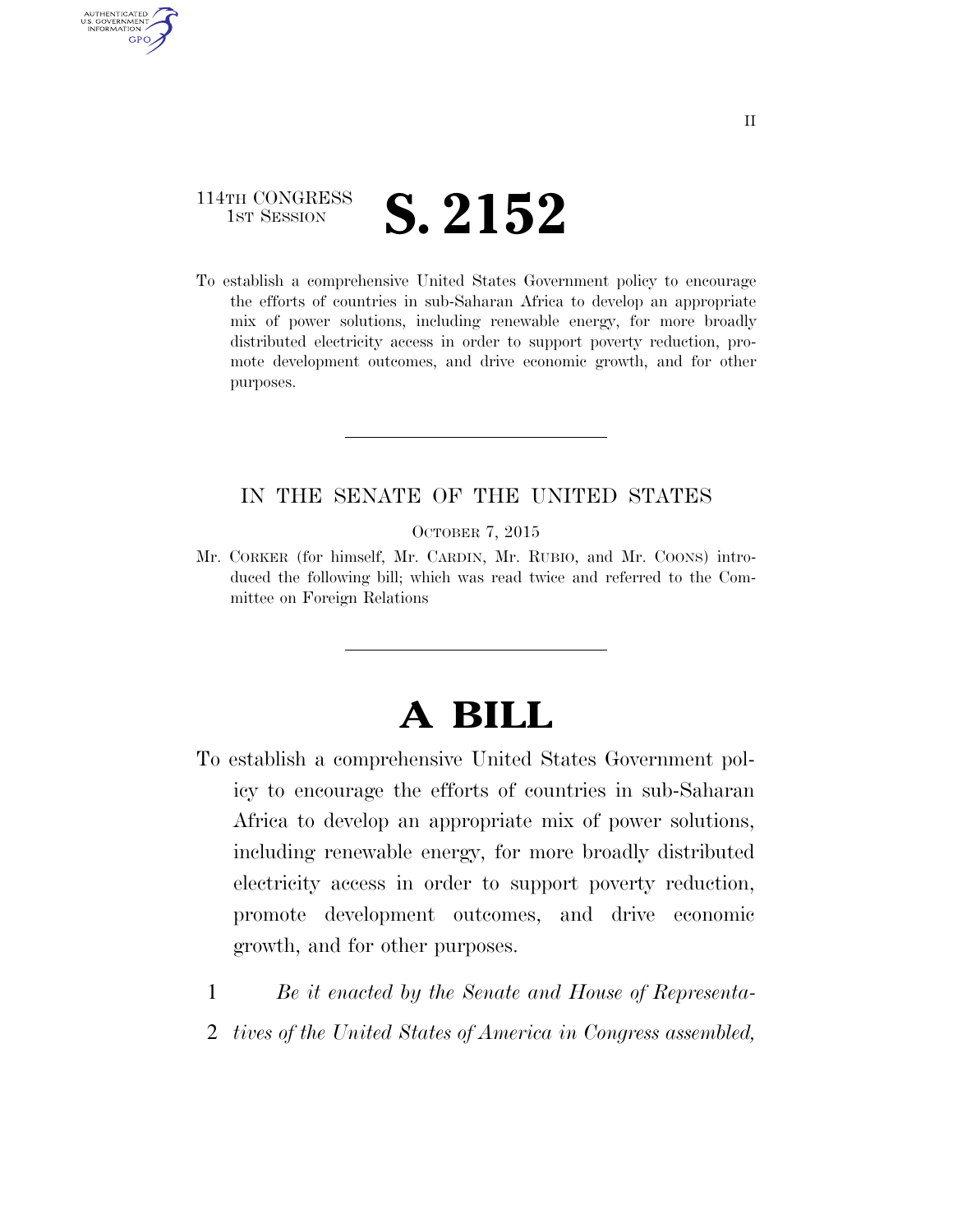114TH CONGRESS
1ST SESSION

# S. 2152

To establish a comprehensive United States Government policy to encourage the efforts of countries in sub-Saharan Africa to develop an appropriate mix of power solutions, including renewable energy, for more broadly distributed electricity access in order to support poverty reduction, promote development outcomes, and drive economic growth, and for other purposes.

---

IN THE SENATE OF THE UNITED STATES

OCTOBER 7, 2015

Mr. CORKER (for himself, Mr. CARDIN, Mr. RUBIO, and Mr. COONS) introduced the following bill; which was read twice and referred to the Committee on Foreign Relations

---

# A BILL

To establish a comprehensive United States Government policy to encourage the efforts of countries in sub-Saharan Africa to develop an appropriate mix of power solutions, including renewable energy, for more broadly distributed electricity access in order to support poverty reduction, promote development outcomes, and drive economic growth, and for other purposes.

1 *Be it enacted by the Senate and House of Representa-*
2 *tives of the United States of America in Congress assembled,*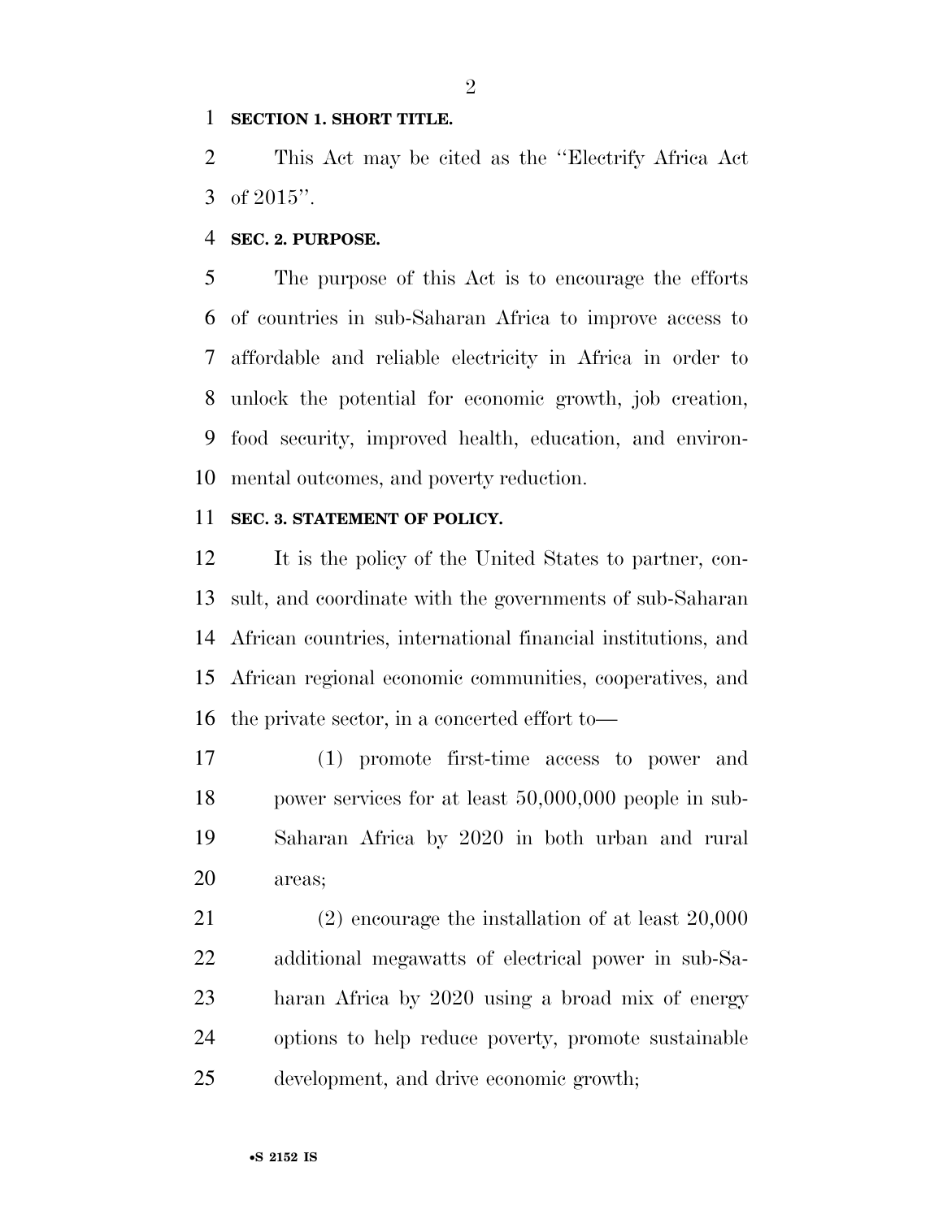**SECTION 1. SHORT TITLE.**

This Act may be cited as the ''Electrify Africa Act of 2015''.

**SEC. 2. PURPOSE.**

The purpose of this Act is to encourage the efforts of countries in sub-Saharan Africa to improve access to affordable and reliable electricity in Africa in order to unlock the potential for economic growth, job creation, food security, improved health, education, and environmental outcomes, and poverty reduction.

**SEC. 3. STATEMENT OF POLICY.**

It is the policy of the United States to partner, consult, and coordinate with the governments of sub-Saharan African countries, international financial institutions, and African regional economic communities, cooperatives, and the private sector, in a concerted effort to—

(1) promote first-time access to power and power services for at least 50,000,000 people in sub-Saharan Africa by 2020 in both urban and rural areas;

(2) encourage the installation of at least 20,000 additional megawatts of electrical power in sub-Saharan Africa by 2020 using a broad mix of energy options to help reduce poverty, promote sustainable development, and drive economic growth;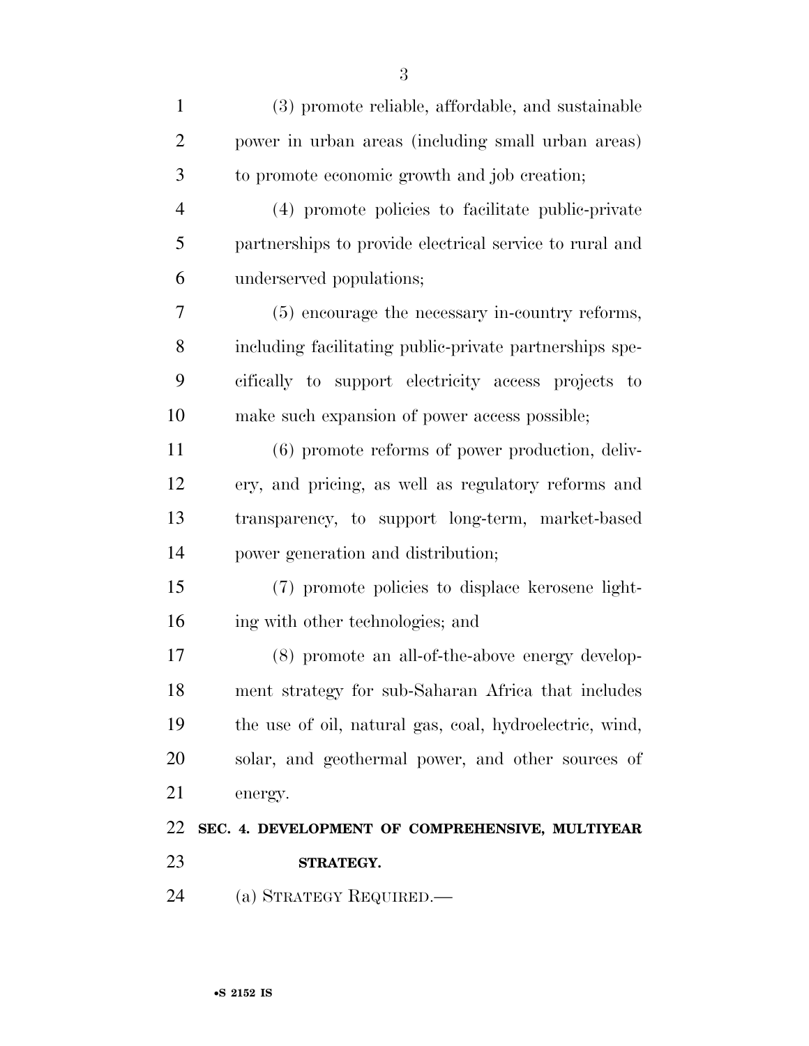(3) promote reliable, affordable, and sustainable power in urban areas (including small urban areas) to promote economic growth and job creation;

(4) promote policies to facilitate public-private partnerships to provide electrical service to rural and underserved populations;

(5) encourage the necessary in-country reforms, including facilitating public-private partnerships specifically to support electricity access projects to make such expansion of power access possible;

(6) promote reforms of power production, delivery, and pricing, as well as regulatory reforms and transparency, to support long-term, market-based power generation and distribution;

(7) promote policies to displace kerosene lighting with other technologies; and

(8) promote an all-of-the-above energy development strategy for sub-Saharan Africa that includes the use of oil, natural gas, coal, hydroelectric, wind, solar, and geothermal power, and other sources of energy.

## SEC. 4. DEVELOPMENT OF COMPREHENSIVE, MULTIYEAR STRATEGY.

(a) STRATEGY REQUIRED.—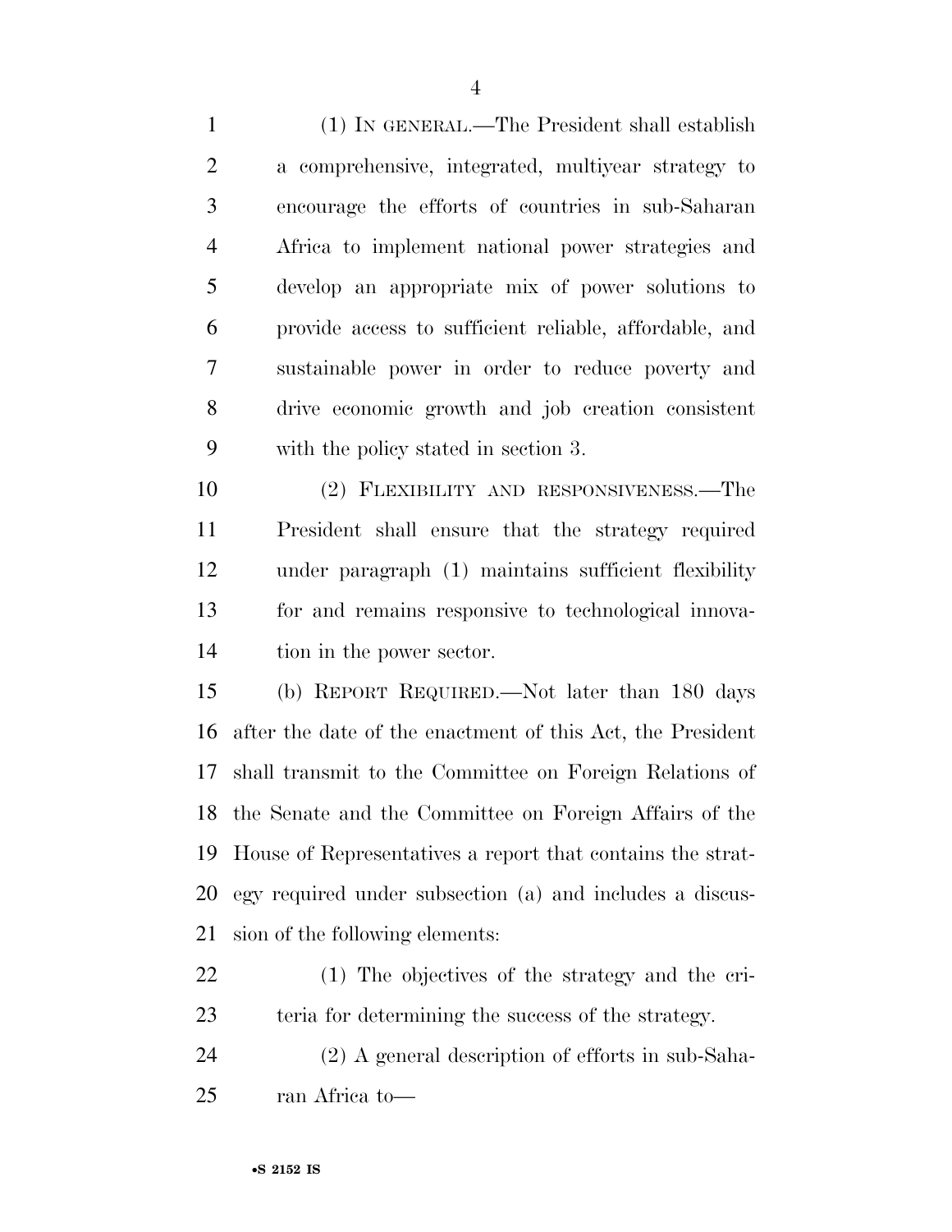(1) IN GENERAL.—The President shall establish a comprehensive, integrated, multiyear strategy to encourage the efforts of countries in sub-Saharan Africa to implement national power strategies and develop an appropriate mix of power solutions to provide access to sufficient reliable, affordable, and sustainable power in order to reduce poverty and drive economic growth and job creation consistent with the policy stated in section 3.

(2) FLEXIBILITY AND RESPONSIVENESS.—The President shall ensure that the strategy required under paragraph (1) maintains sufficient flexibility for and remains responsive to technological innovation in the power sector.

(b) REPORT REQUIRED.—Not later than 180 days after the date of the enactment of this Act, the President shall transmit to the Committee on Foreign Relations of the Senate and the Committee on Foreign Affairs of the House of Representatives a report that contains the strategy required under subsection (a) and includes a discussion of the following elements:

(1) The objectives of the strategy and the criteria for determining the success of the strategy.

(2) A general description of efforts in sub-Saharan Africa to—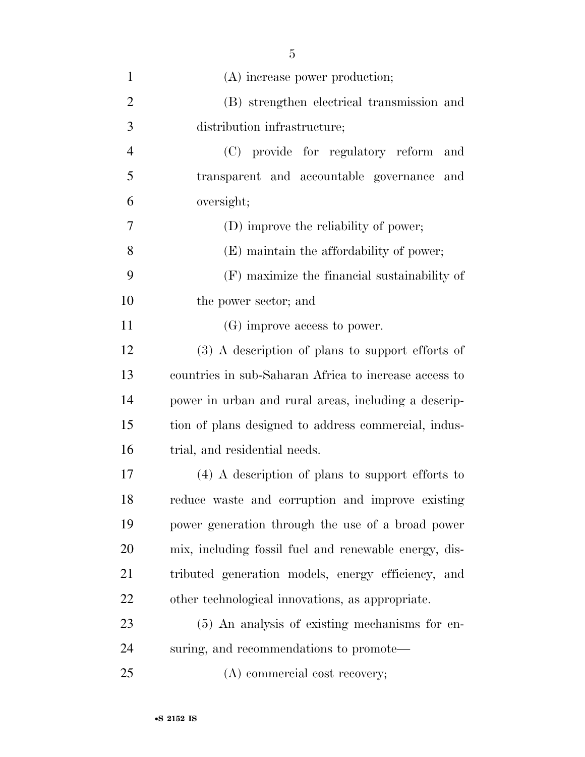(A) increase power production;

(B) strengthen electrical transmission and distribution infrastructure;

(C) provide for regulatory reform and transparent and accountable governance and oversight;

(D) improve the reliability of power;

(E) maintain the affordability of power;

(F) maximize the financial sustainability of the power sector; and

(G) improve access to power.

(3) A description of plans to support efforts of countries in sub-Saharan Africa to increase access to power in urban and rural areas, including a description of plans designed to address commercial, industrial, and residential needs.

(4) A description of plans to support efforts to reduce waste and corruption and improve existing power generation through the use of a broad power mix, including fossil fuel and renewable energy, distributed generation models, energy efficiency, and other technological innovations, as appropriate.

(5) An analysis of existing mechanisms for ensuring, and recommendations to promote—

(A) commercial cost recovery;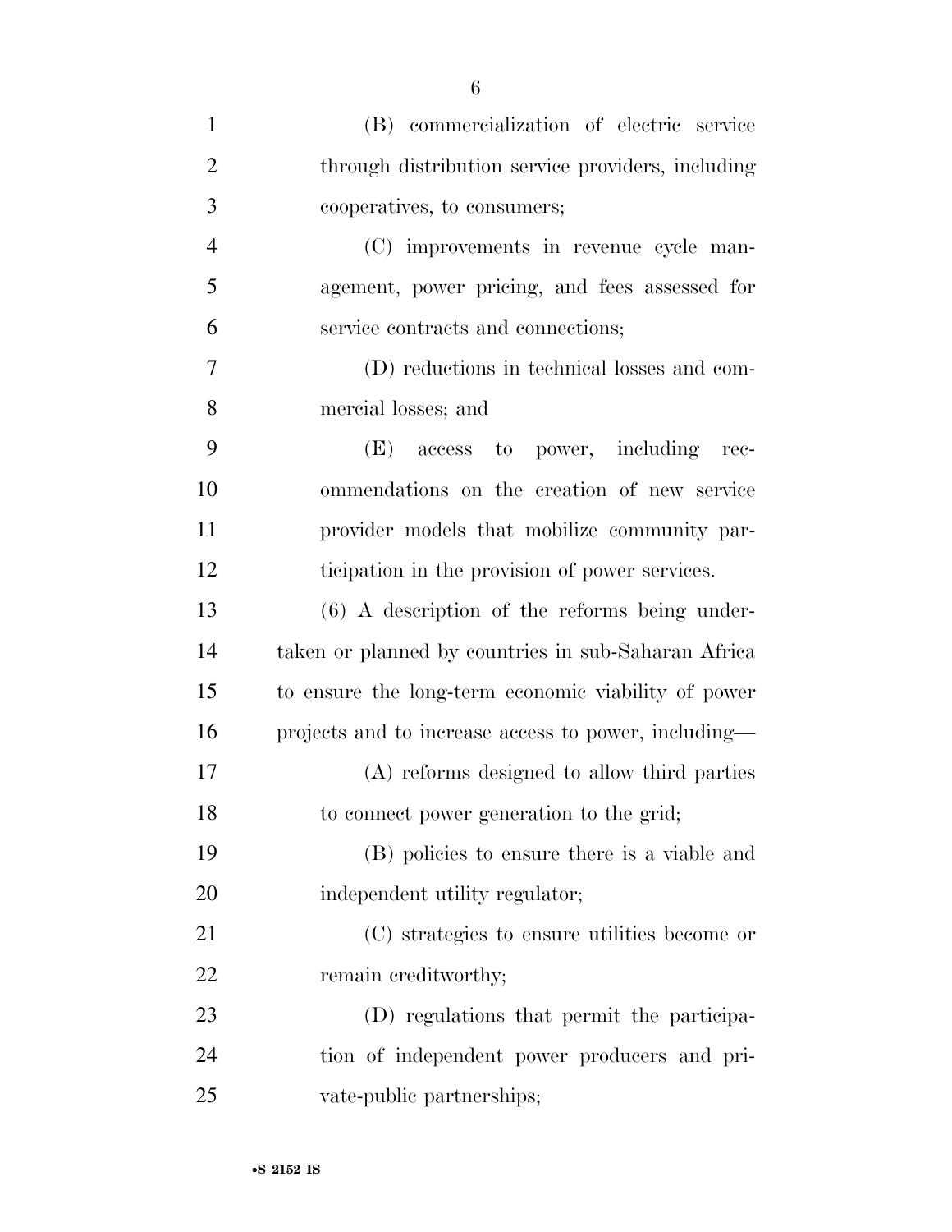(B) commercialization of electric service through distribution service providers, including cooperatives, to consumers;

(C) improvements in revenue cycle management, power pricing, and fees assessed for service contracts and connections;

(D) reductions in technical losses and commercial losses; and

(E) access to power, including recommendations on the creation of new service provider models that mobilize community participation in the provision of power services.

(6) A description of the reforms being undertaken or planned by countries in sub-Saharan Africa to ensure the long-term economic viability of power projects and to increase access to power, including—

(A) reforms designed to allow third parties to connect power generation to the grid;

(B) policies to ensure there is a viable and independent utility regulator;

(C) strategies to ensure utilities become or remain creditworthy;

(D) regulations that permit the participation of independent power producers and private-public partnerships;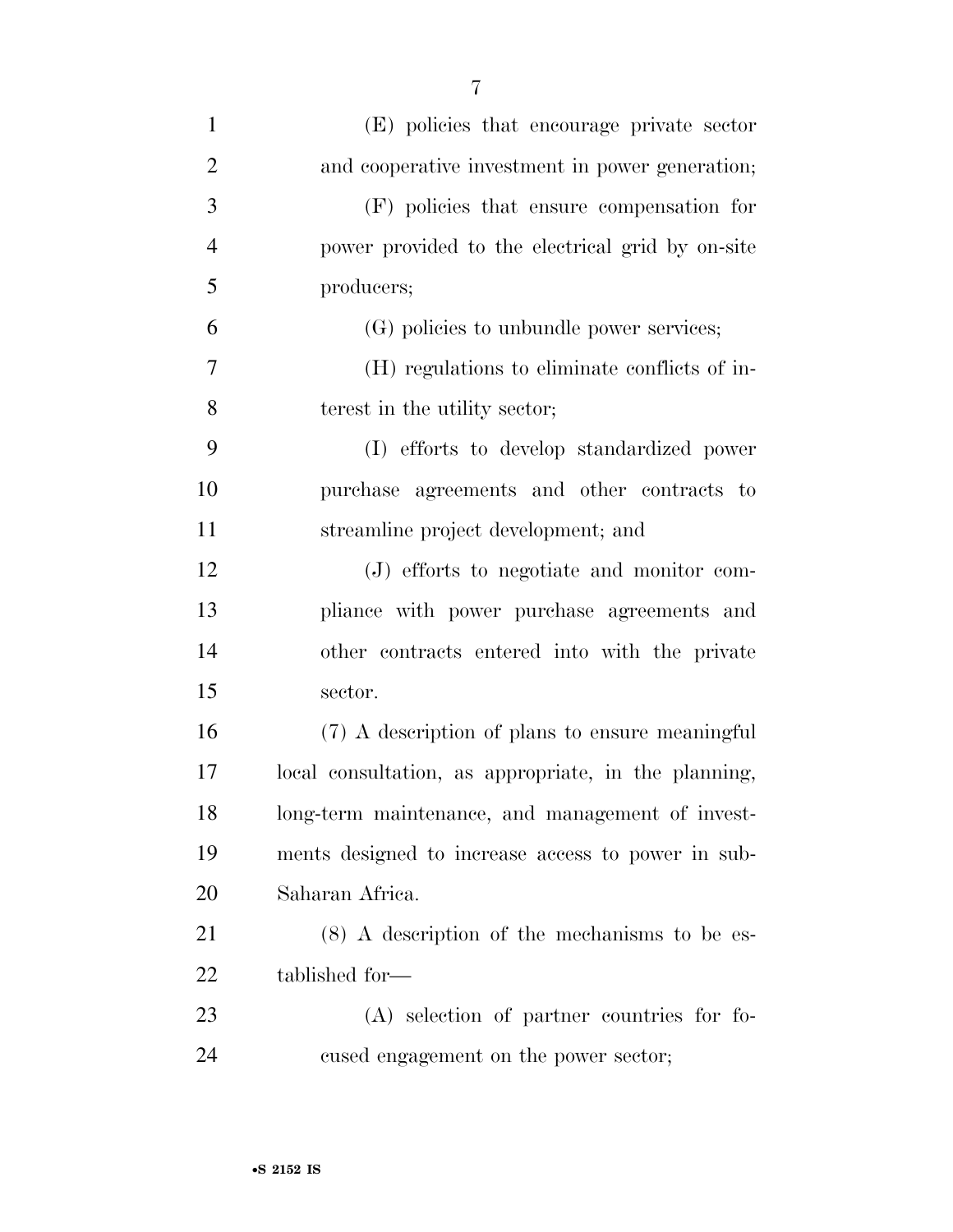(E) policies that encourage private sector and cooperative investment in power generation;

(F) policies that ensure compensation for power provided to the electrical grid by on-site producers;

(G) policies to unbundle power services;

(H) regulations to eliminate conflicts of interest in the utility sector;

(I) efforts to develop standardized power purchase agreements and other contracts to streamline project development; and

(J) efforts to negotiate and monitor compliance with power purchase agreements and other contracts entered into with the private sector.

(7) A description of plans to ensure meaningful local consultation, as appropriate, in the planning, long-term maintenance, and management of investments designed to increase access to power in sub-Saharan Africa.

(8) A description of the mechanisms to be established for—

(A) selection of partner countries for focused engagement on the power sector;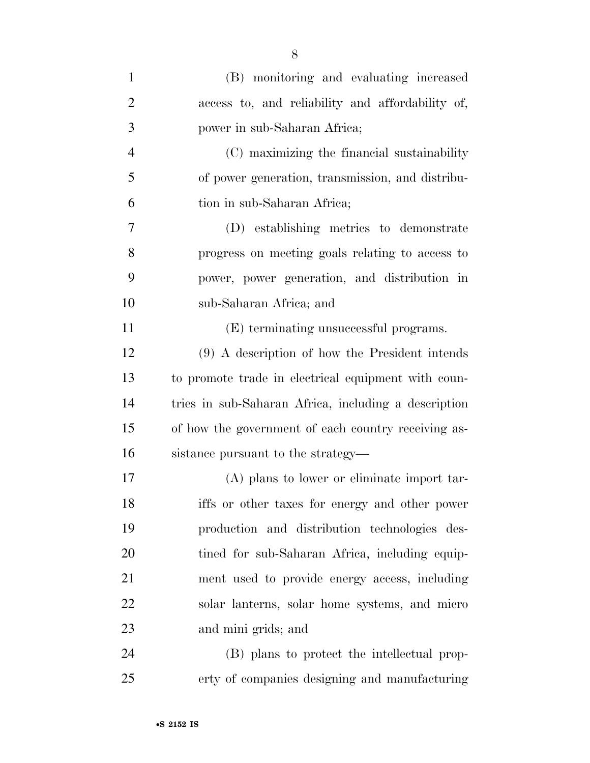(B) monitoring and evaluating increased access to, and reliability and affordability of, power in sub-Saharan Africa;

(C) maximizing the financial sustainability of power generation, transmission, and distribution in sub-Saharan Africa;

(D) establishing metrics to demonstrate progress on meeting goals relating to access to power, power generation, and distribution in sub-Saharan Africa; and

(E) terminating unsuccessful programs.

(9) A description of how the President intends to promote trade in electrical equipment with countries in sub-Saharan Africa, including a description of how the government of each country receiving assistance pursuant to the strategy—

(A) plans to lower or eliminate import tariffs or other taxes for energy and other power production and distribution technologies destined for sub-Saharan Africa, including equipment used to provide energy access, including solar lanterns, solar home systems, and micro and mini grids; and

(B) plans to protect the intellectual property of companies designing and manufacturing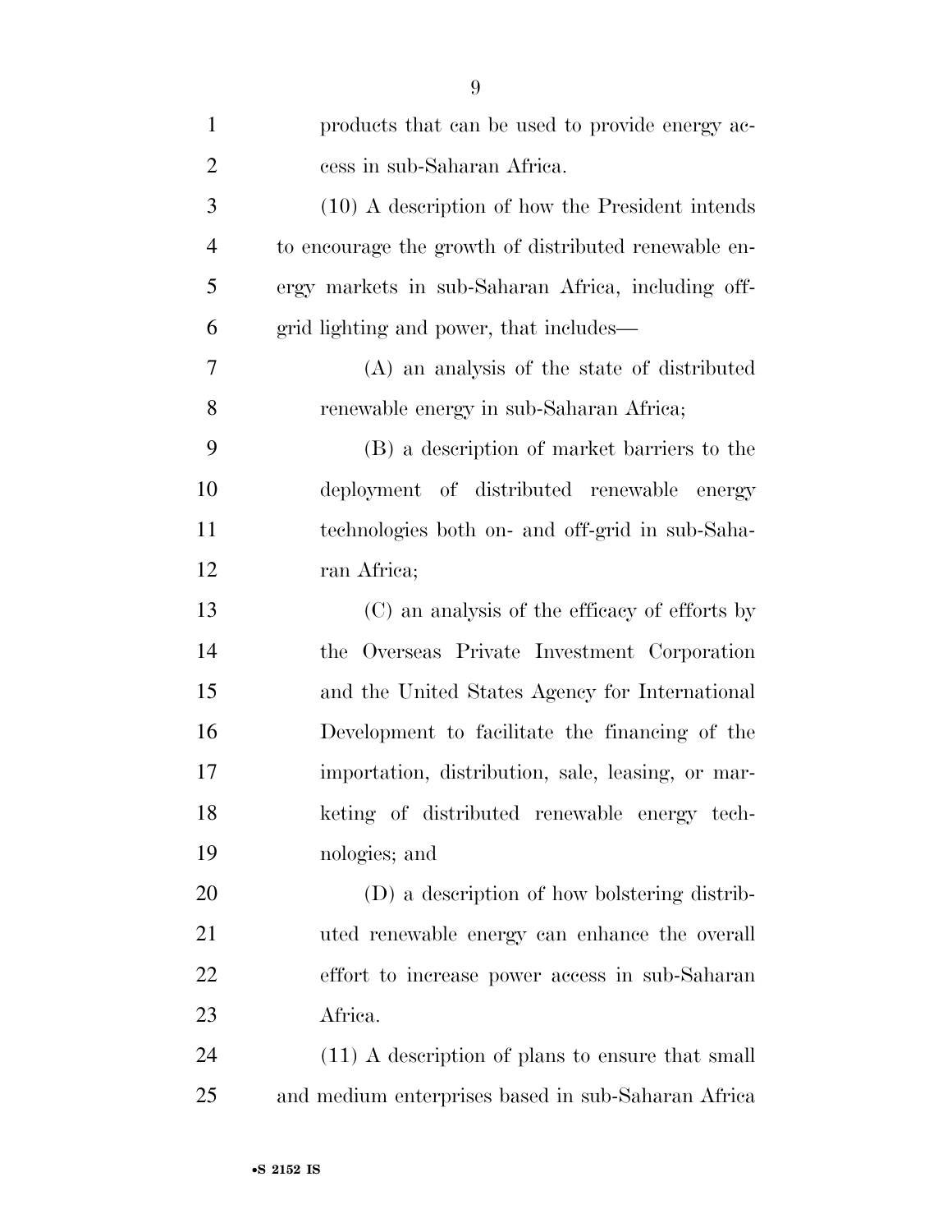products that can be used to provide energy access in sub-Saharan Africa.

(10) A description of how the President intends to encourage the growth of distributed renewable energy markets in sub-Saharan Africa, including off-grid lighting and power, that includes—

(A) an analysis of the state of distributed renewable energy in sub-Saharan Africa;

(B) a description of market barriers to the deployment of distributed renewable energy technologies both on- and off-grid in sub-Saharan Africa;

(C) an analysis of the efficacy of efforts by the Overseas Private Investment Corporation and the United States Agency for International Development to facilitate the financing of the importation, distribution, sale, leasing, or marketing of distributed renewable energy technologies; and

(D) a description of how bolstering distributed renewable energy can enhance the overall effort to increase power access in sub-Saharan Africa.

(11) A description of plans to ensure that small and medium enterprises based in sub-Saharan Africa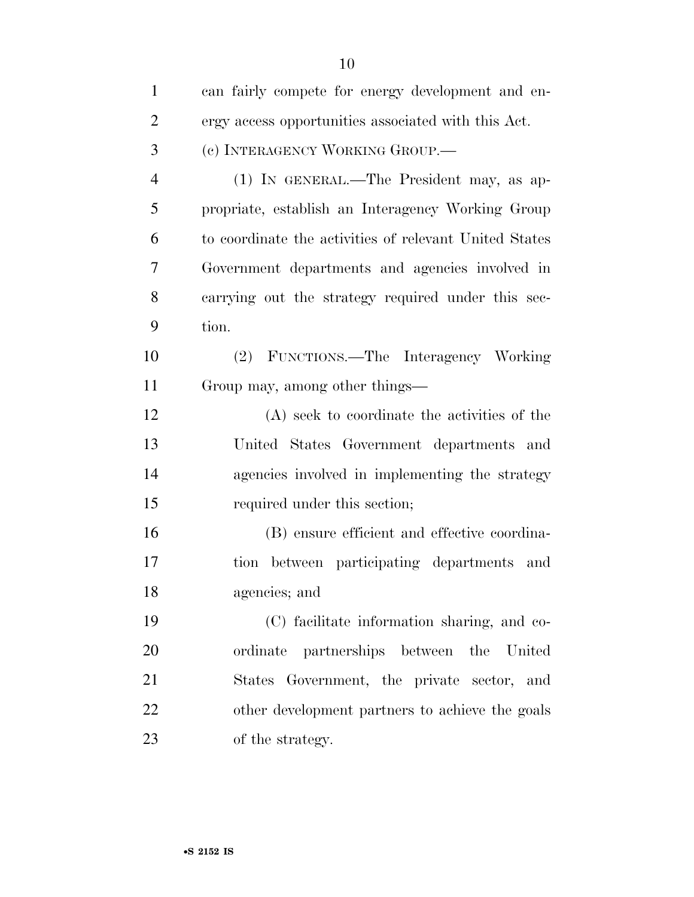can fairly compete for energy development and energy access opportunities associated with this Act.

(c) INTERAGENCY WORKING GROUP.—

(1) IN GENERAL.—The President may, as appropriate, establish an Interagency Working Group to coordinate the activities of relevant United States Government departments and agencies involved in carrying out the strategy required under this section.

(2) FUNCTIONS.—The Interagency Working Group may, among other things—

(A) seek to coordinate the activities of the United States Government departments and agencies involved in implementing the strategy required under this section;

(B) ensure efficient and effective coordination between participating departments and agencies; and

(C) facilitate information sharing, and coordinate partnerships between the United States Government, the private sector, and other development partners to achieve the goals of the strategy.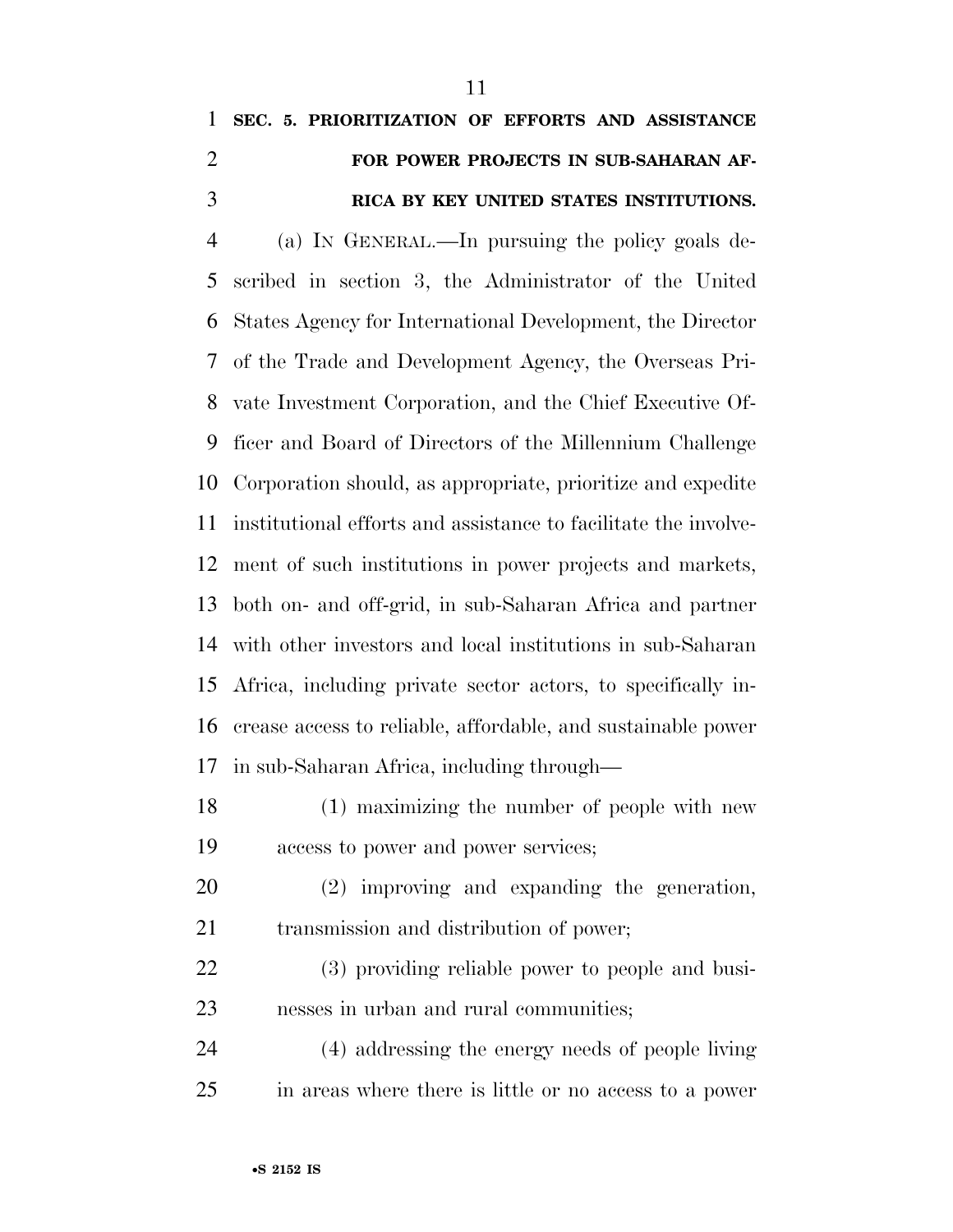## SEC. 5. PRIORITIZATION OF EFFORTS AND ASSISTANCE FOR POWER PROJECTS IN SUB-SAHARAN AFRICA BY KEY UNITED STATES INSTITUTIONS.

(a) IN GENERAL.—In pursuing the policy goals described in section 3, the Administrator of the United States Agency for International Development, the Director of the Trade and Development Agency, the Overseas Private Investment Corporation, and the Chief Executive Officer and Board of Directors of the Millennium Challenge Corporation should, as appropriate, prioritize and expedite institutional efforts and assistance to facilitate the involvement of such institutions in power projects and markets, both on- and off-grid, in sub-Saharan Africa and partner with other investors and local institutions in sub-Saharan Africa, including private sector actors, to specifically increase access to reliable, affordable, and sustainable power in sub-Saharan Africa, including through—

(1) maximizing the number of people with new access to power and power services;

(2) improving and expanding the generation, transmission and distribution of power;

(3) providing reliable power to people and businesses in urban and rural communities;

(4) addressing the energy needs of people living in areas where there is little or no access to a power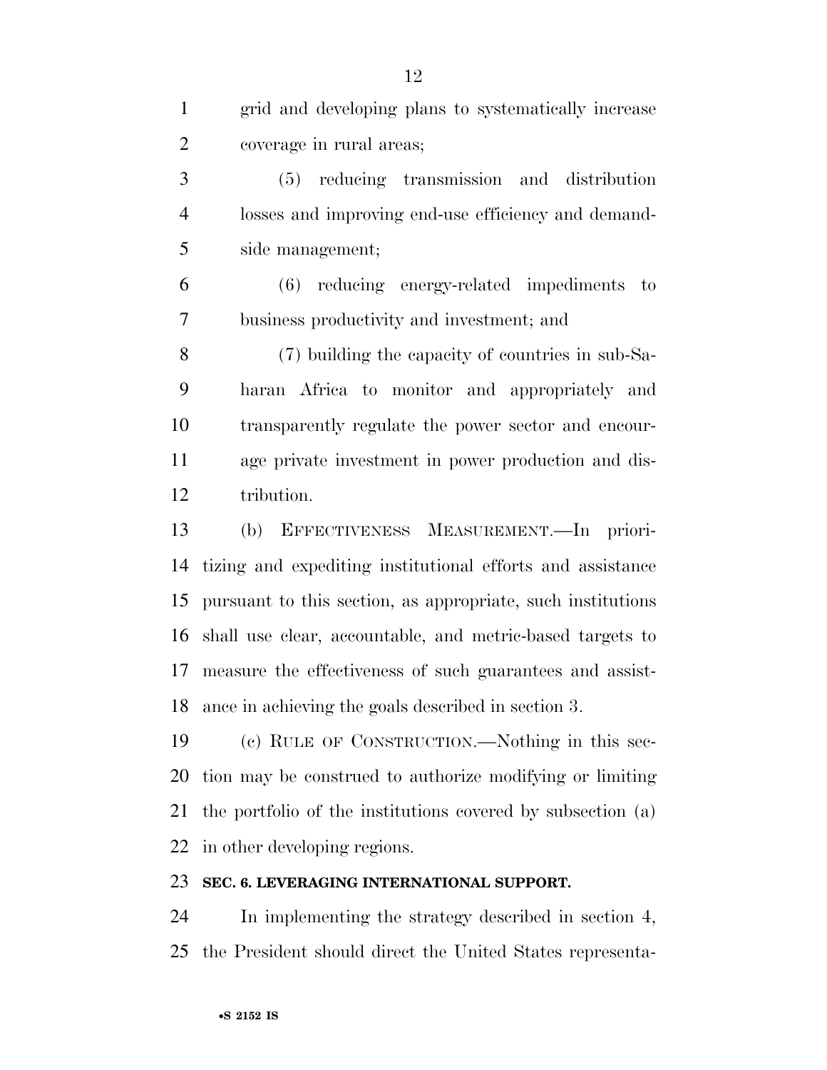grid and developing plans to systematically increase coverage in rural areas;

(5) reducing transmission and distribution losses and improving end-use efficiency and demand-side management;

(6) reducing energy-related impediments to business productivity and investment; and

(7) building the capacity of countries in sub-Saharan Africa to monitor and appropriately and transparently regulate the power sector and encourage private investment in power production and distribution.

(b) EFFECTIVENESS MEASUREMENT.—In prioritizing and expediting institutional efforts and assistance pursuant to this section, as appropriate, such institutions shall use clear, accountable, and metric-based targets to measure the effectiveness of such guarantees and assistance in achieving the goals described in section 3.

(c) RULE OF CONSTRUCTION.—Nothing in this section may be construed to authorize modifying or limiting the portfolio of the institutions covered by subsection (a) in other developing regions.

**SEC. 6. LEVERAGING INTERNATIONAL SUPPORT.**

In implementing the strategy described in section 4, the President should direct the United States representa-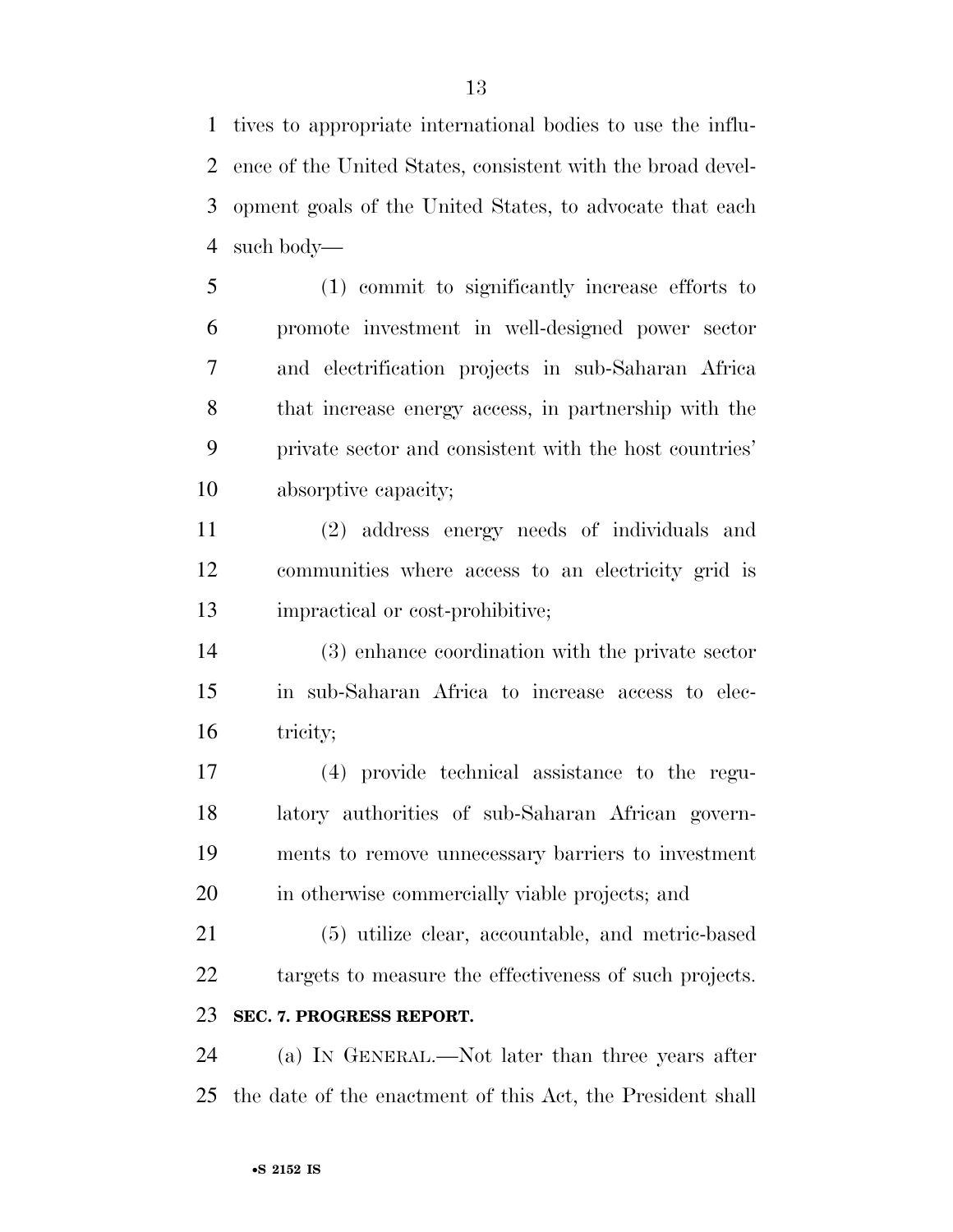tives to appropriate international bodies to use the influence of the United States, consistent with the broad development goals of the United States, to advocate that each such body—

(1) commit to significantly increase efforts to promote investment in well-designed power sector and electrification projects in sub-Saharan Africa that increase energy access, in partnership with the private sector and consistent with the host countries' absorptive capacity;

(2) address energy needs of individuals and communities where access to an electricity grid is impractical or cost-prohibitive;

(3) enhance coordination with the private sector in sub-Saharan Africa to increase access to electricity;

(4) provide technical assistance to the regulatory authorities of sub-Saharan African governments to remove unnecessary barriers to investment in otherwise commercially viable projects; and

(5) utilize clear, accountable, and metric-based targets to measure the effectiveness of such projects.

**SEC. 7. PROGRESS REPORT.**

(a) IN GENERAL.—Not later than three years after the date of the enactment of this Act, the President shall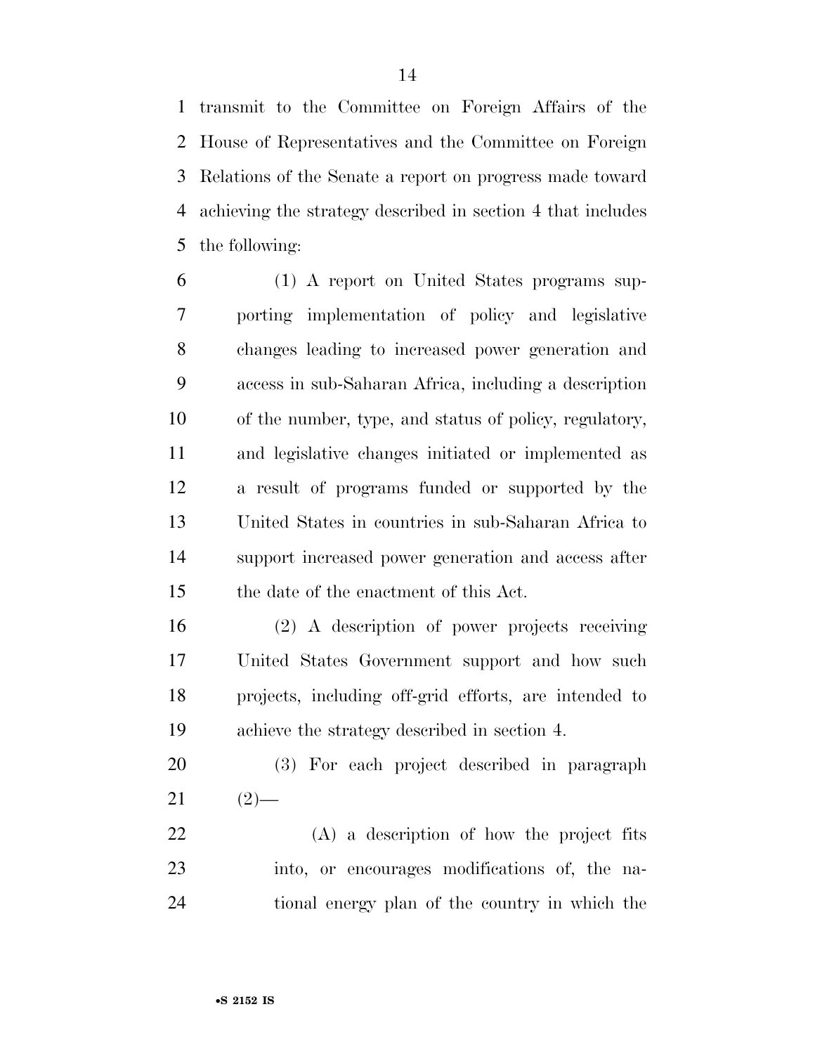transmit to the Committee on Foreign Affairs of the House of Representatives and the Committee on Foreign Relations of the Senate a report on progress made toward achieving the strategy described in section 4 that includes the following:

(1) A report on United States programs supporting implementation of policy and legislative changes leading to increased power generation and access in sub-Saharan Africa, including a description of the number, type, and status of policy, regulatory, and legislative changes initiated or implemented as a result of programs funded or supported by the United States in countries in sub-Saharan Africa to support increased power generation and access after the date of the enactment of this Act.

(2) A description of power projects receiving United States Government support and how such projects, including off-grid efforts, are intended to achieve the strategy described in section 4.

(3) For each project described in paragraph (2)—

(A) a description of how the project fits into, or encourages modifications of, the national energy plan of the country in which the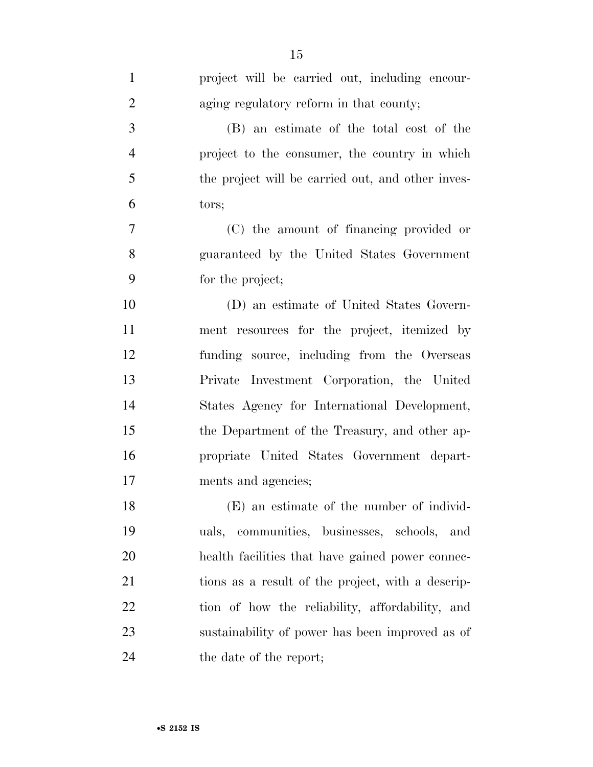project will be carried out, including encouraging regulatory reform in that county;

(B) an estimate of the total cost of the project to the consumer, the country in which the project will be carried out, and other investors;

(C) the amount of financing provided or guaranteed by the United States Government for the project;

(D) an estimate of United States Government resources for the project, itemized by funding source, including from the Overseas Private Investment Corporation, the United States Agency for International Development, the Department of the Treasury, and other appropriate United States Government departments and agencies;

(E) an estimate of the number of individuals, communities, businesses, schools, and health facilities that have gained power connections as a result of the project, with a description of how the reliability, affordability, and sustainability of power has been improved as of the date of the report;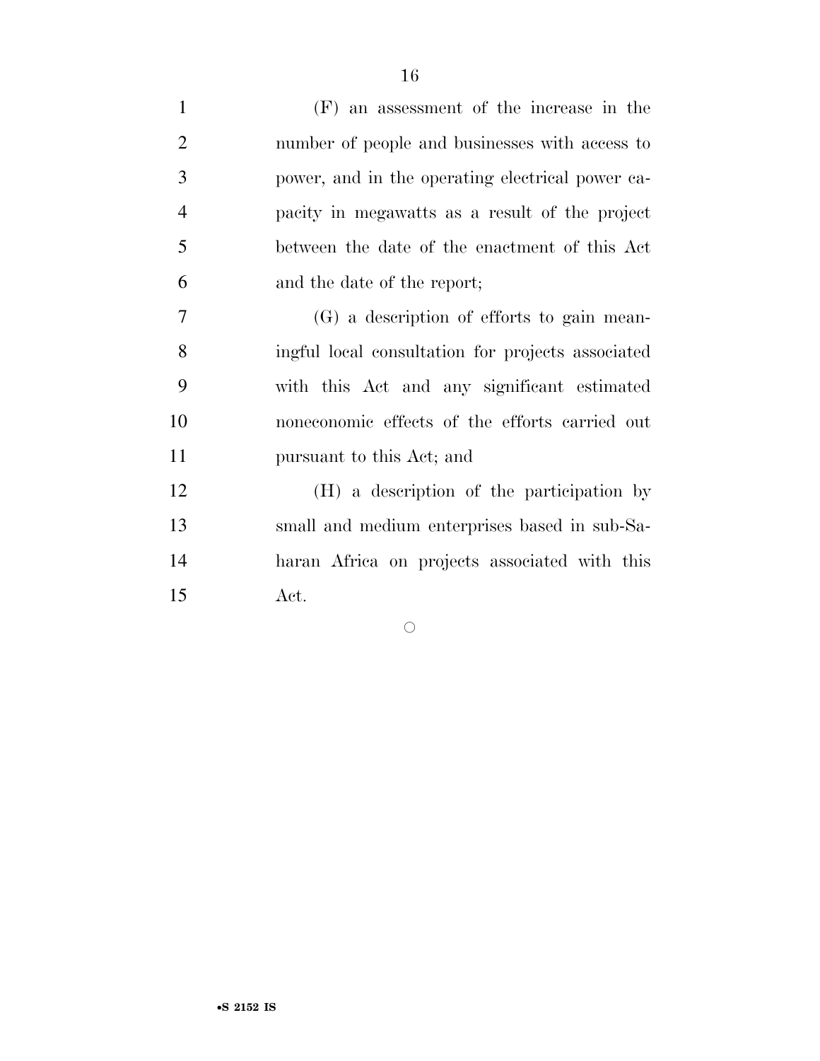(F) an assessment of the increase in the number of people and businesses with access to power, and in the operating electrical power capacity in megawatts as a result of the project between the date of the enactment of this Act and the date of the report;

(G) a description of efforts to gain meaningful local consultation for projects associated with this Act and any significant estimated noneconomic effects of the efforts carried out pursuant to this Act; and

(H) a description of the participation by small and medium enterprises based in sub-Saharan Africa on projects associated with this Act.

○